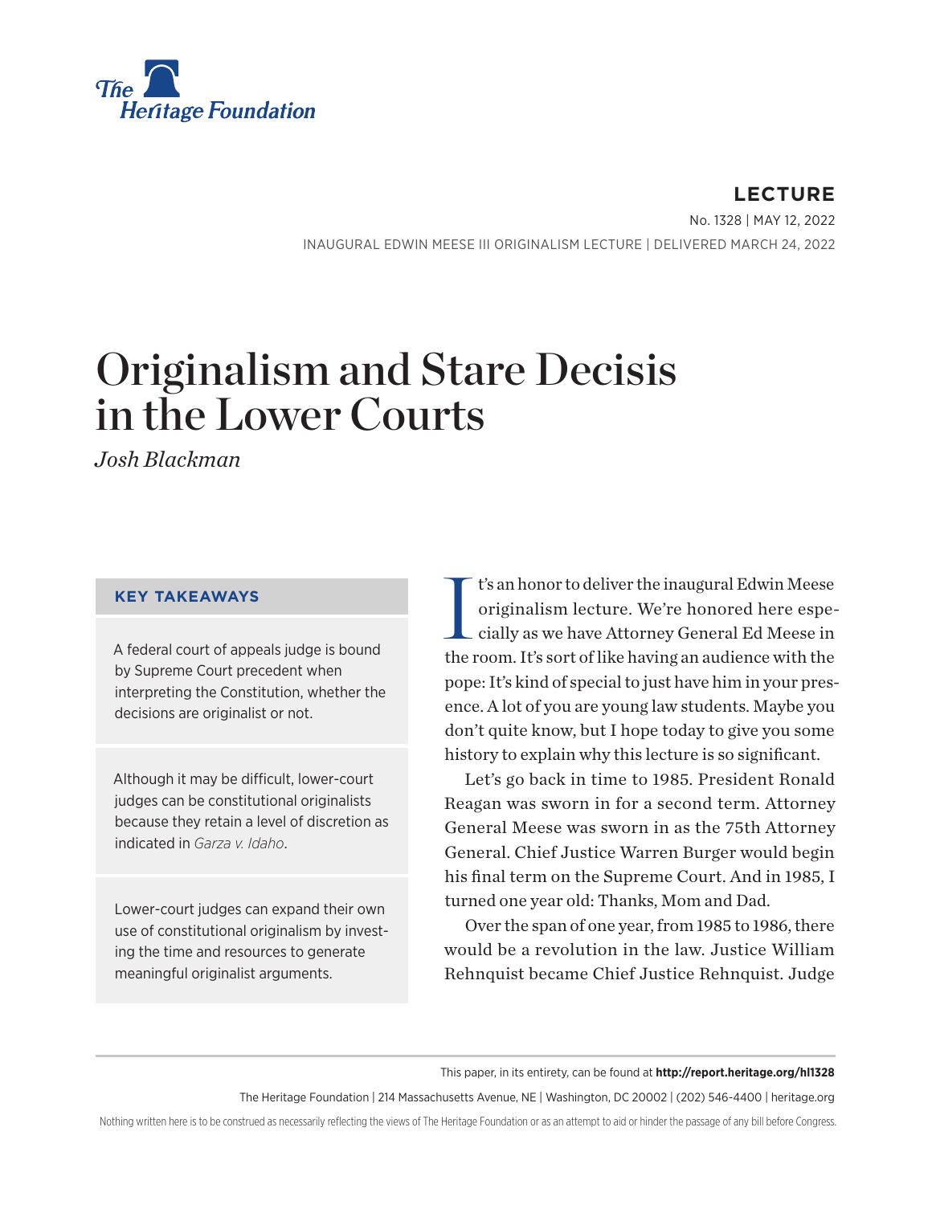**LECTURE**

No. 1328 | May 12, 2022

INAUGURAL EDWIN MEESE III ORIGINALISM LECTURE | DELIVERED MARCH 24, 2022

# Originalism and Stare Decisis in the Lower Courts

*Josh Blackman*

## KEY TAKEAWAYS

A federal court of appeals judge is bound by Supreme Court precedent when interpreting the Constitution, whether the decisions are originalist or not.

Although it may be difficult, lower-court judges can be constitutional originalists because they retain a level of discretion as indicated in *Garza v. Idaho*.

Lower-court judges can expand their own use of constitutional originalism by investing the time and resources to generate meaningful originalist arguments.

It's an honor to deliver the inaugural Edwin Meese originalism lecture. We're honored here especially as we have Attorney General Ed Meese in the room. It's sort of like having an audience with the pope: It's kind of special to just have him in your presence. A lot of you are young law students. Maybe you don't quite know, but I hope today to give you some history to explain why this lecture is so significant.

Let's go back in time to 1985. President Ronald Reagan was sworn in for a second term. Attorney General Meese was sworn in as the 75th Attorney General. Chief Justice Warren Burger would begin his final term on the Supreme Court. And in 1985, I turned one year old: Thanks, Mom and Dad.

Over the span of one year, from 1985 to 1986, there would be a revolution in the law. Justice William Rehnquist became Chief Justice Rehnquist. Judge

This paper, in its entirety, can be found at **http://report.heritage.org/hl1328**

The Heritage Foundation | 214 Massachusetts Avenue, NE | Washington, DC 20002 | (202) 546-4400 | heritage.org

Nothing written here is to be construed as necessarily reflecting the views of The Heritage Foundation or as an attempt to aid or hinder the passage of any bill before Congress.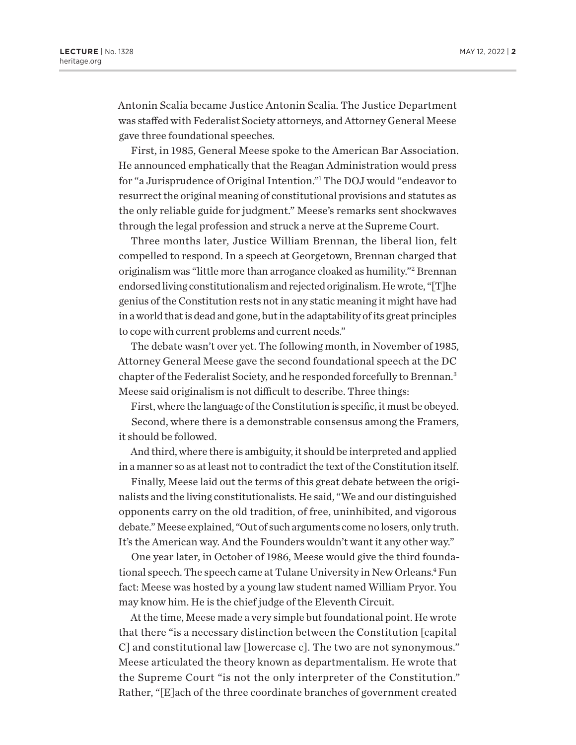Antonin Scalia became Justice Antonin Scalia. The Justice Department was staffed with Federalist Society attorneys, and Attorney General Meese gave three foundational speeches.

First, in 1985, General Meese spoke to the American Bar Association. He announced emphatically that the Reagan Administration would press for "a Jurisprudence of Original Intention."[1] The DOJ would "endeavor to resurrect the original meaning of constitutional provisions and statutes as the only reliable guide for judgment." Meese's remarks sent shockwaves through the legal profession and struck a nerve at the Supreme Court.

Three months later, Justice William Brennan, the liberal lion, felt compelled to respond. In a speech at Georgetown, Brennan charged that originalism was "little more than arrogance cloaked as humility."[2] Brennan endorsed living constitutionalism and rejected originalism. He wrote, "[T]he genius of the Constitution rests not in any static meaning it might have had in a world that is dead and gone, but in the adaptability of its great principles to cope with current problems and current needs."

The debate wasn't over yet. The following month, in November of 1985, Attorney General Meese gave the second foundational speech at the DC chapter of the Federalist Society, and he responded forcefully to Brennan.[3] Meese said originalism is not difficult to describe. Three things:

First, where the language of the Constitution is specific, it must be obeyed.

Second, where there is a demonstrable consensus among the Framers, it should be followed.

And third, where there is ambiguity, it should be interpreted and applied in a manner so as at least not to contradict the text of the Constitution itself.

Finally, Meese laid out the terms of this great debate between the originalists and the living constitutionalists. He said, "We and our distinguished opponents carry on the old tradition, of free, uninhibited, and vigorous debate." Meese explained, "Out of such arguments come no losers, only truth. It's the American way. And the Founders wouldn't want it any other way."

One year later, in October of 1986, Meese would give the third foundational speech. The speech came at Tulane University in New Orleans.[4] Fun fact: Meese was hosted by a young law student named William Pryor. You may know him. He is the chief judge of the Eleventh Circuit.

At the time, Meese made a very simple but foundational point. He wrote that there "is a necessary distinction between the Constitution [capital C] and constitutional law [lowercase c]. The two are not synonymous." Meese articulated the theory known as departmentalism. He wrote that the Supreme Court "is not the only interpreter of the Constitution." Rather, "[E]ach of the three coordinate branches of government created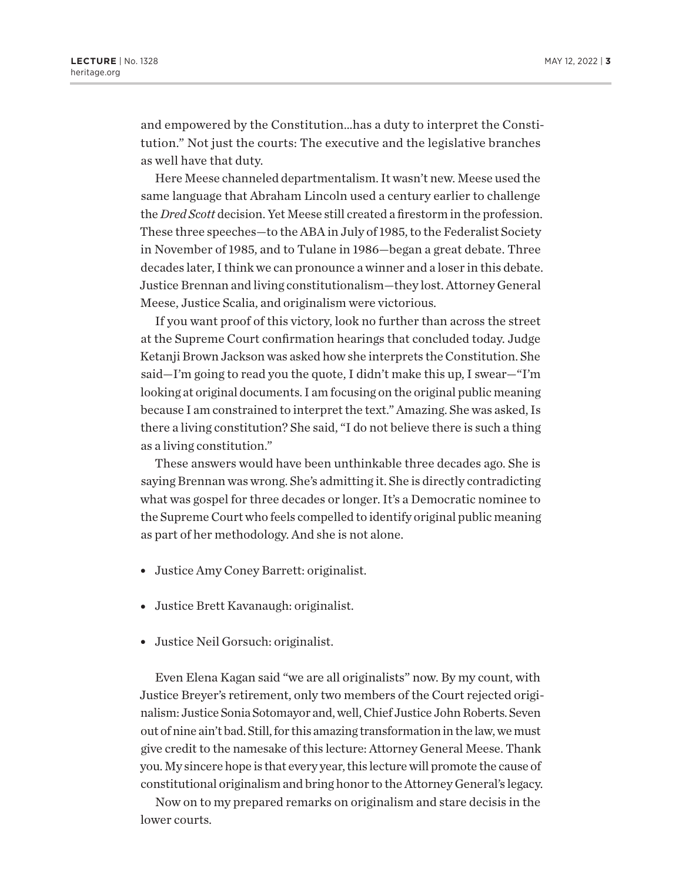and empowered by the Constitution…has a duty to interpret the Constitution." Not just the courts: The executive and the legislative branches as well have that duty.

Here Meese channeled departmentalism. It wasn't new. Meese used the same language that Abraham Lincoln used a century earlier to challenge the *Dred Scott* decision. Yet Meese still created a firestorm in the profession. These three speeches—to the ABA in July of 1985, to the Federalist Society in November of 1985, and to Tulane in 1986—began a great debate. Three decades later, I think we can pronounce a winner and a loser in this debate. Justice Brennan and living constitutionalism—they lost. Attorney General Meese, Justice Scalia, and originalism were victorious.

If you want proof of this victory, look no further than across the street at the Supreme Court confirmation hearings that concluded today. Judge Ketanji Brown Jackson was asked how she interprets the Constitution. She said—I'm going to read you the quote, I didn't make this up, I swear—"I'm looking at original documents. I am focusing on the original public meaning because I am constrained to interpret the text." Amazing. She was asked, Is there a living constitution? She said, "I do not believe there is such a thing as a living constitution."

These answers would have been unthinkable three decades ago. She is saying Brennan was wrong. She's admitting it. She is directly contradicting what was gospel for three decades or longer. It's a Democratic nominee to the Supreme Court who feels compelled to identify original public meaning as part of her methodology. And she is not alone.

- Justice Amy Coney Barrett: originalist.
- Justice Brett Kavanaugh: originalist.
- Justice Neil Gorsuch: originalist.

Even Elena Kagan said "we are all originalists" now. By my count, with Justice Breyer's retirement, only two members of the Court rejected originalism: Justice Sonia Sotomayor and, well, Chief Justice John Roberts. Seven out of nine ain't bad. Still, for this amazing transformation in the law, we must give credit to the namesake of this lecture: Attorney General Meese. Thank you. My sincere hope is that every year, this lecture will promote the cause of constitutional originalism and bring honor to the Attorney General's legacy.

Now on to my prepared remarks on originalism and stare decisis in the lower courts.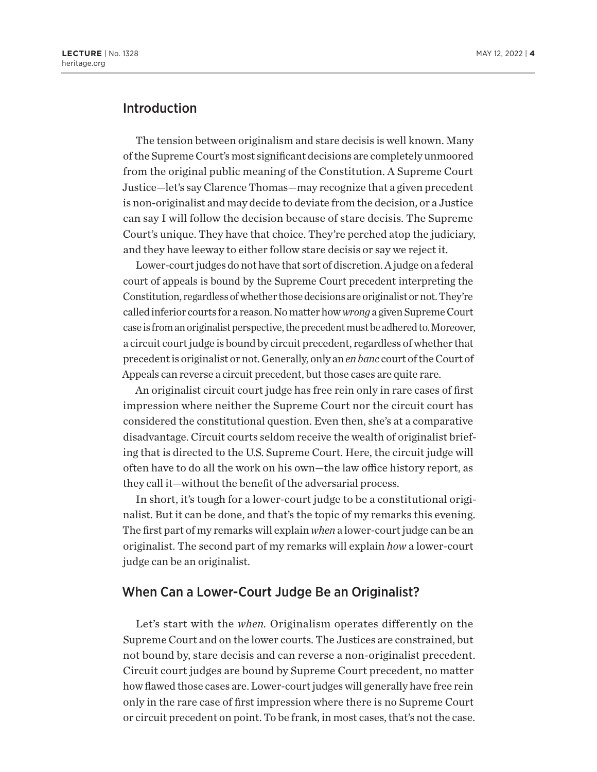## Introduction

The tension between originalism and stare decisis is well known. Many of the Supreme Court's most significant decisions are completely unmoored from the original public meaning of the Constitution. A Supreme Court Justice—let's say Clarence Thomas—may recognize that a given precedent is non-originalist and may decide to deviate from the decision, or a Justice can say I will follow the decision because of stare decisis. The Supreme Court's unique. They have that choice. They're perched atop the judiciary, and they have leeway to either follow stare decisis or say we reject it.

Lower-court judges do not have that sort of discretion. A judge on a federal court of appeals is bound by the Supreme Court precedent interpreting the Constitution, regardless of whether those decisions are originalist or not. They're called inferior courts for a reason. No matter how *wrong* a given Supreme Court case is from an originalist perspective, the precedent must be adhered to. Moreover, a circuit court judge is bound by circuit precedent, regardless of whether that precedent is originalist or not. Generally, only an *en banc* court of the Court of Appeals can reverse a circuit precedent, but those cases are quite rare.

An originalist circuit court judge has free rein only in rare cases of first impression where neither the Supreme Court nor the circuit court has considered the constitutional question. Even then, she's at a comparative disadvantage. Circuit courts seldom receive the wealth of originalist briefing that is directed to the U.S. Supreme Court. Here, the circuit judge will often have to do all the work on his own—the law office history report, as they call it—without the benefit of the adversarial process.

In short, it's tough for a lower-court judge to be a constitutional originalist. But it can be done, and that's the topic of my remarks this evening. The first part of my remarks will explain *when* a lower-court judge can be an originalist. The second part of my remarks will explain *how* a lower-court judge can be an originalist.

## When Can a Lower-Court Judge Be an Originalist?

Let's start with the *when*. Originalism operates differently on the Supreme Court and on the lower courts. The Justices are constrained, but not bound by, stare decisis and can reverse a non-originalist precedent. Circuit court judges are bound by Supreme Court precedent, no matter how flawed those cases are. Lower-court judges will generally have free rein only in the rare case of first impression where there is no Supreme Court or circuit precedent on point. To be frank, in most cases, that's not the case.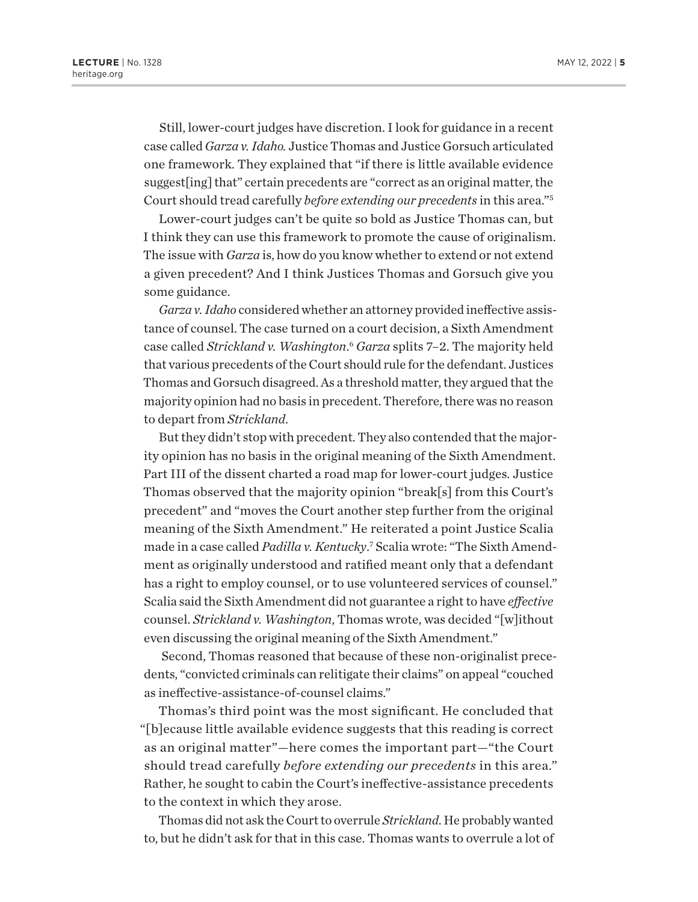Still, lower-court judges have discretion. I look for guidance in a recent case called *Garza v. Idaho.* Justice Thomas and Justice Gorsuch articulated one framework. They explained that "if there is little available evidence suggest[ing] that" certain precedents are "correct as an original matter, the Court should tread carefully *before extending our precedents* in this area."[5]

Lower-court judges can't be quite so bold as Justice Thomas can, but I think they can use this framework to promote the cause of originalism. The issue with *Garza* is, how do you know whether to extend or not extend a given precedent? And I think Justices Thomas and Gorsuch give you some guidance.

*Garza v. Idaho* considered whether an attorney provided ineffective assistance of counsel. The case turned on a court decision, a Sixth Amendment case called *Strickland v. Washington*.[6] *Garza* splits 7–2. The majority held that various precedents of the Court should rule for the defendant. Justices Thomas and Gorsuch disagreed. As a threshold matter, they argued that the majority opinion had no basis in precedent. Therefore, there was no reason to depart from *Strickland*.

But they didn't stop with precedent. They also contended that the majority opinion has no basis in the original meaning of the Sixth Amendment. Part III of the dissent charted a road map for lower-court judges. Justice Thomas observed that the majority opinion "break[s] from this Court's precedent" and "moves the Court another step further from the original meaning of the Sixth Amendment." He reiterated a point Justice Scalia made in a case called *Padilla v. Kentucky*.[7] Scalia wrote: "The Sixth Amendment as originally understood and ratified meant only that a defendant has a right to employ counsel, or to use volunteered services of counsel." Scalia said the Sixth Amendment did not guarantee a right to have *effective* counsel. *Strickland v. Washington*, Thomas wrote, was decided "[w]ithout even discussing the original meaning of the Sixth Amendment."

Second, Thomas reasoned that because of these non-originalist precedents, "convicted criminals can relitigate their claims" on appeal "couched as ineffective-assistance-of-counsel claims."

Thomas's third point was the most significant. He concluded that "[b]ecause little available evidence suggests that this reading is correct as an original matter"—here comes the important part—"the Court should tread carefully *before extending our precedents* in this area." Rather, he sought to cabin the Court's ineffective-assistance precedents to the context in which they arose.

Thomas did not ask the Court to overrule *Strickland*. He probably wanted to, but he didn't ask for that in this case. Thomas wants to overrule a lot of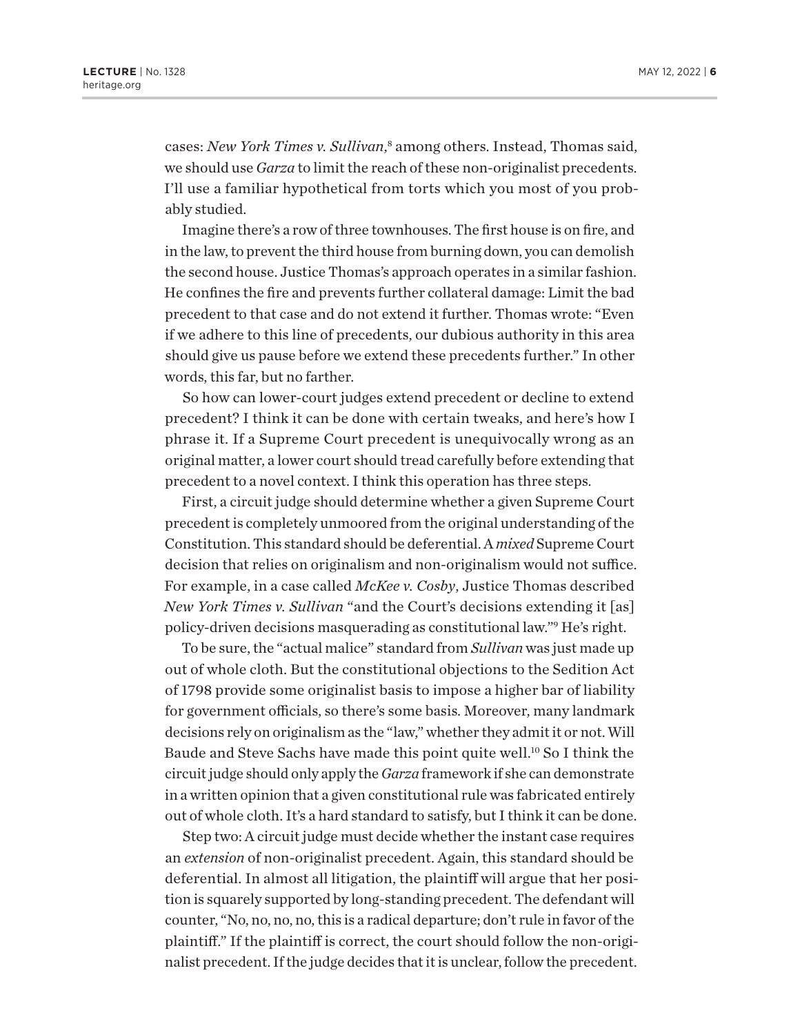cases: *New York Times v. Sullivan*,[8] among others. Instead, Thomas said, we should use *Garza* to limit the reach of these non-originalist precedents. I'll use a familiar hypothetical from torts which you most of you probably studied.

Imagine there's a row of three townhouses. The first house is on fire, and in the law, to prevent the third house from burning down, you can demolish the second house. Justice Thomas's approach operates in a similar fashion. He confines the fire and prevents further collateral damage: Limit the bad precedent to that case and do not extend it further. Thomas wrote: "Even if we adhere to this line of precedents, our dubious authority in this area should give us pause before we extend these precedents further." In other words, this far, but no farther.

So how can lower-court judges extend precedent or decline to extend precedent? I think it can be done with certain tweaks, and here's how I phrase it. If a Supreme Court precedent is unequivocally wrong as an original matter, a lower court should tread carefully before extending that precedent to a novel context. I think this operation has three steps.

First, a circuit judge should determine whether a given Supreme Court precedent is completely unmoored from the original understanding of the Constitution. This standard should be deferential. A *mixed* Supreme Court decision that relies on originalism and non-originalism would not suffice. For example, in a case called *McKee v. Cosby*, Justice Thomas described *New York Times v. Sullivan* "and the Court's decisions extending it [as] policy-driven decisions masquerading as constitutional law."[9] He's right.

To be sure, the "actual malice" standard from *Sullivan* was just made up out of whole cloth. But the constitutional objections to the Sedition Act of 1798 provide some originalist basis to impose a higher bar of liability for government officials, so there's some basis. Moreover, many landmark decisions rely on originalism as the "law," whether they admit it or not. Will Baude and Steve Sachs have made this point quite well.[10] So I think the circuit judge should only apply the *Garza* framework if she can demonstrate in a written opinion that a given constitutional rule was fabricated entirely out of whole cloth. It's a hard standard to satisfy, but I think it can be done.

Step two: A circuit judge must decide whether the instant case requires an *extension* of non-originalist precedent. Again, this standard should be deferential. In almost all litigation, the plaintiff will argue that her position is squarely supported by long-standing precedent. The defendant will counter, "No, no, no, no, this is a radical departure; don't rule in favor of the plaintiff." If the plaintiff is correct, the court should follow the non-originalist precedent. If the judge decides that it is unclear, follow the precedent.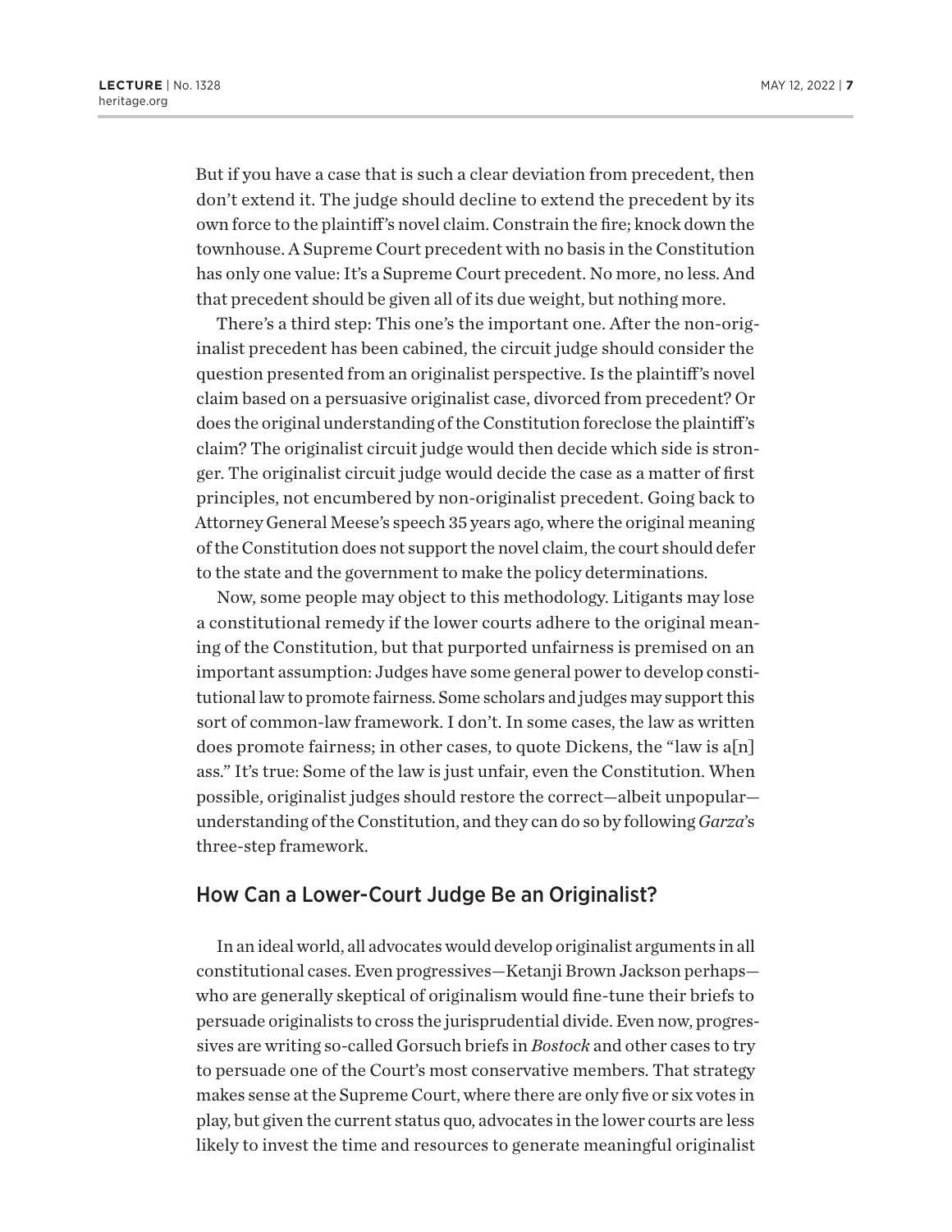But if you have a case that is such a clear deviation from precedent, then don't extend it. The judge should decline to extend the precedent by its own force to the plaintiff's novel claim. Constrain the fire; knock down the townhouse. A Supreme Court precedent with no basis in the Constitution has only one value: It's a Supreme Court precedent. No more, no less. And that precedent should be given all of its due weight, but nothing more.

There's a third step: This one's the important one. After the non-originalist precedent has been cabined, the circuit judge should consider the question presented from an originalist perspective. Is the plaintiff's novel claim based on a persuasive originalist case, divorced from precedent? Or does the original understanding of the Constitution foreclose the plaintiff's claim? The originalist circuit judge would then decide which side is stronger. The originalist circuit judge would decide the case as a matter of first principles, not encumbered by non-originalist precedent. Going back to Attorney General Meese's speech 35 years ago, where the original meaning of the Constitution does not support the novel claim, the court should defer to the state and the government to make the policy determinations.

Now, some people may object to this methodology. Litigants may lose a constitutional remedy if the lower courts adhere to the original meaning of the Constitution, but that purported unfairness is premised on an important assumption: Judges have some general power to develop constitutional law to promote fairness. Some scholars and judges may support this sort of common-law framework. I don't. In some cases, the law as written does promote fairness; in other cases, to quote Dickens, the "law is a[n] ass." It's true: Some of the law is just unfair, even the Constitution. When possible, originalist judges should restore the correct—albeit unpopular—understanding of the Constitution, and they can do so by following *Garza*'s three-step framework.

## How Can a Lower-Court Judge Be an Originalist?

In an ideal world, all advocates would develop originalist arguments in all constitutional cases. Even progressives—Ketanji Brown Jackson perhaps—who are generally skeptical of originalism would fine-tune their briefs to persuade originalists to cross the jurisprudential divide. Even now, progressives are writing so-called Gorsuch briefs in *Bostock* and other cases to try to persuade one of the Court's most conservative members. That strategy makes sense at the Supreme Court, where there are only five or six votes in play, but given the current status quo, advocates in the lower courts are less likely to invest the time and resources to generate meaningful originalist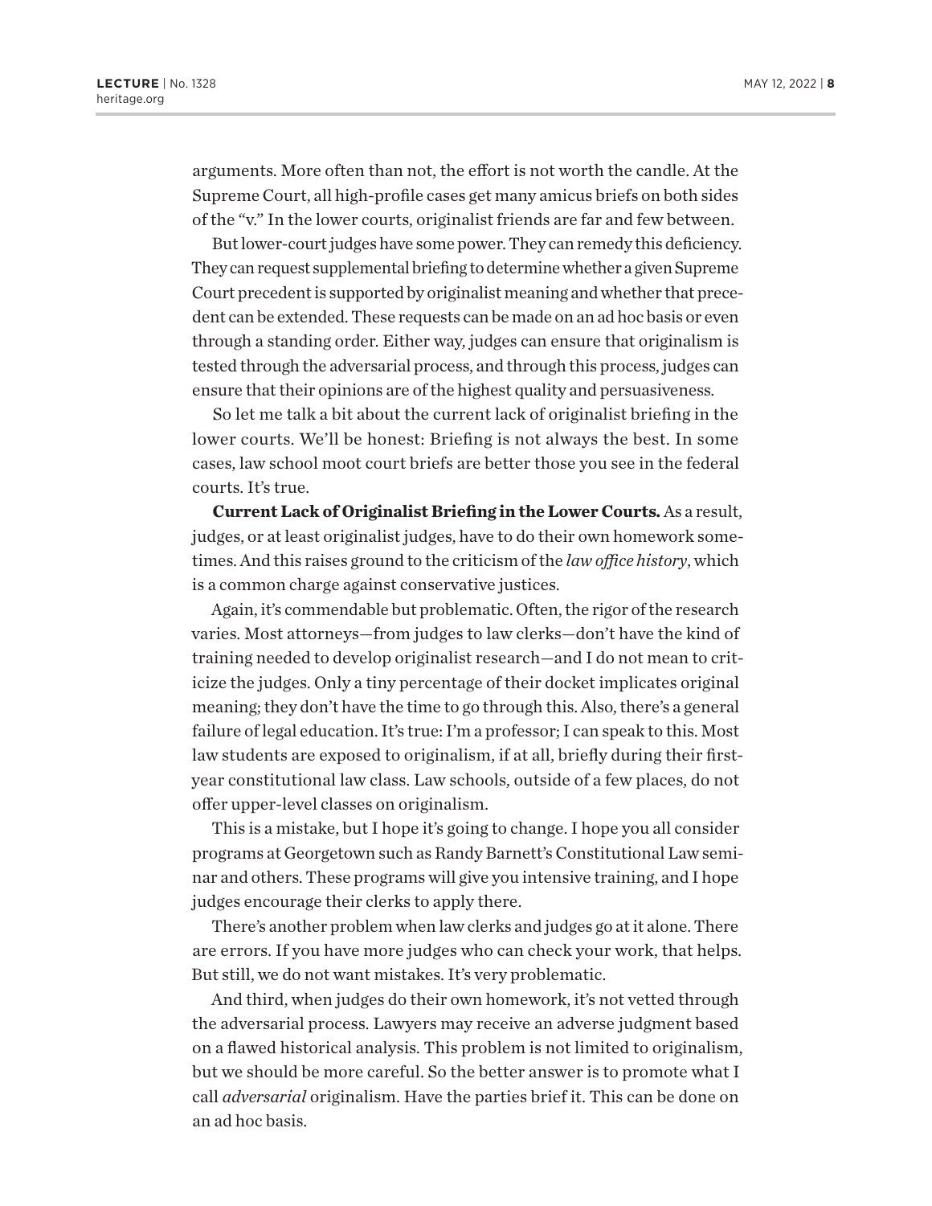arguments. More often than not, the effort is not worth the candle. At the Supreme Court, all high-profile cases get many amicus briefs on both sides of the "v." In the lower courts, originalist friends are far and few between.

But lower-court judges have some power. They can remedy this deficiency. They can request supplemental briefing to determine whether a given Supreme Court precedent is supported by originalist meaning and whether that precedent can be extended. These requests can be made on an ad hoc basis or even through a standing order. Either way, judges can ensure that originalism is tested through the adversarial process, and through this process, judges can ensure that their opinions are of the highest quality and persuasiveness.

So let me talk a bit about the current lack of originalist briefing in the lower courts. We'll be honest: Briefing is not always the best. In some cases, law school moot court briefs are better those you see in the federal courts. It's true.

**Current Lack of Originalist Briefing in the Lower Courts.** As a result, judges, or at least originalist judges, have to do their own homework sometimes. And this raises ground to the criticism of the *law office history*, which is a common charge against conservative justices.

Again, it's commendable but problematic. Often, the rigor of the research varies. Most attorneys—from judges to law clerks—don't have the kind of training needed to develop originalist research—and I do not mean to criticize the judges. Only a tiny percentage of their docket implicates original meaning; they don't have the time to go through this. Also, there's a general failure of legal education. It's true: I'm a professor; I can speak to this. Most law students are exposed to originalism, if at all, briefly during their first-year constitutional law class. Law schools, outside of a few places, do not offer upper-level classes on originalism.

This is a mistake, but I hope it's going to change. I hope you all consider programs at Georgetown such as Randy Barnett's Constitutional Law seminar and others. These programs will give you intensive training, and I hope judges encourage their clerks to apply there.

There's another problem when law clerks and judges go at it alone. There are errors. If you have more judges who can check your work, that helps. But still, we do not want mistakes. It's very problematic.

And third, when judges do their own homework, it's not vetted through the adversarial process. Lawyers may receive an adverse judgment based on a flawed historical analysis. This problem is not limited to originalism, but we should be more careful. So the better answer is to promote what I call *adversarial* originalism. Have the parties brief it. This can be done on an ad hoc basis.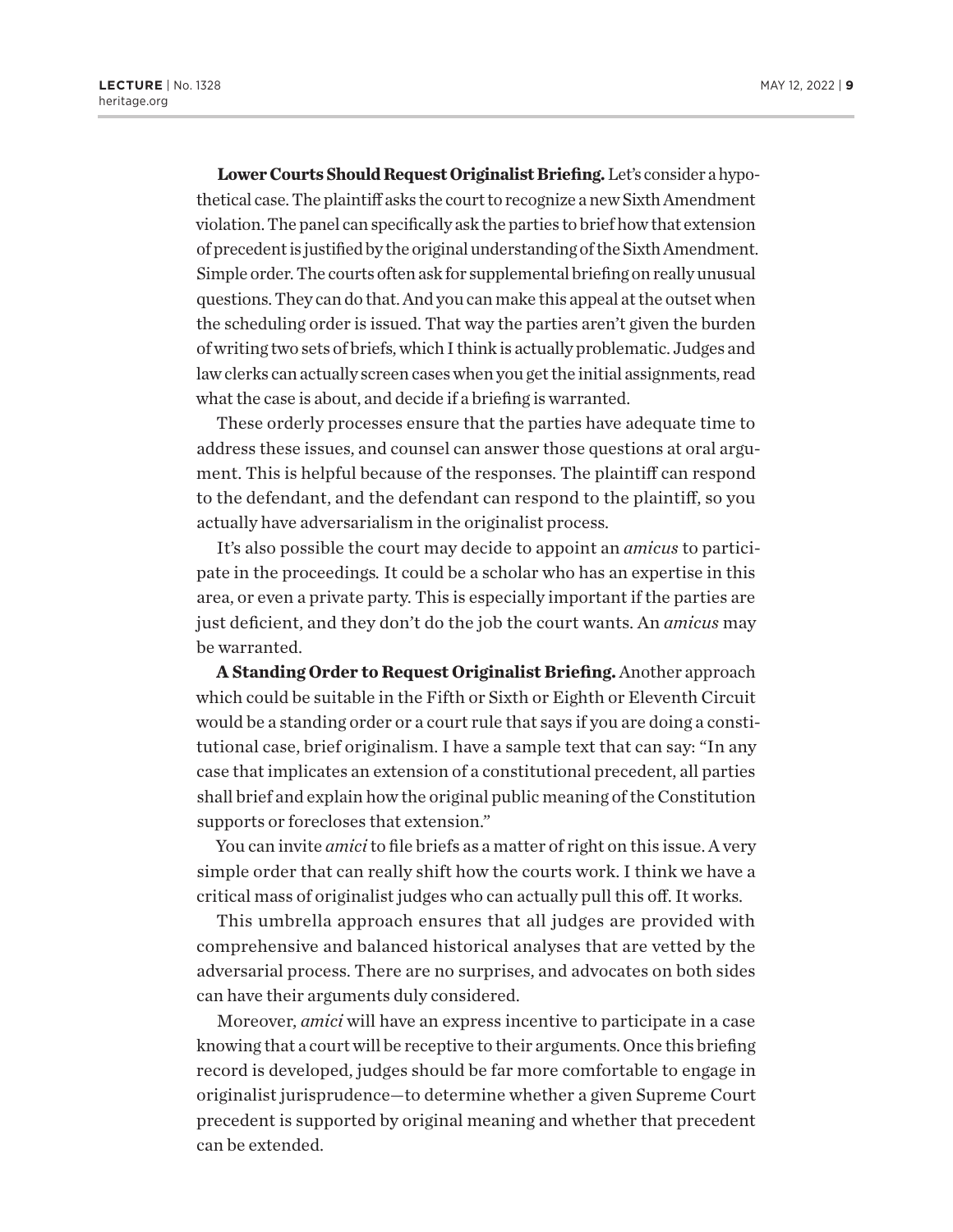**Lower Courts Should Request Originalist Briefing.** Let's consider a hypothetical case. The plaintiff asks the court to recognize a new Sixth Amendment violation. The panel can specifically ask the parties to brief how that extension of precedent is justified by the original understanding of the Sixth Amendment. Simple order. The courts often ask for supplemental briefing on really unusual questions. They can do that. And you can make this appeal at the outset when the scheduling order is issued. That way the parties aren't given the burden of writing two sets of briefs, which I think is actually problematic. Judges and law clerks can actually screen cases when you get the initial assignments, read what the case is about, and decide if a briefing is warranted.

These orderly processes ensure that the parties have adequate time to address these issues, and counsel can answer those questions at oral argument. This is helpful because of the responses. The plaintiff can respond to the defendant, and the defendant can respond to the plaintiff, so you actually have adversarialism in the originalist process.

It's also possible the court may decide to appoint an *amicus* to participate in the proceedings. It could be a scholar who has an expertise in this area, or even a private party. This is especially important if the parties are just deficient, and they don't do the job the court wants. An *amicus* may be warranted.

**A Standing Order to Request Originalist Briefing.** Another approach which could be suitable in the Fifth or Sixth or Eighth or Eleventh Circuit would be a standing order or a court rule that says if you are doing a constitutional case, brief originalism. I have a sample text that can say: "In any case that implicates an extension of a constitutional precedent, all parties shall brief and explain how the original public meaning of the Constitution supports or forecloses that extension."

You can invite *amici* to file briefs as a matter of right on this issue. A very simple order that can really shift how the courts work. I think we have a critical mass of originalist judges who can actually pull this off. It works.

This umbrella approach ensures that all judges are provided with comprehensive and balanced historical analyses that are vetted by the adversarial process. There are no surprises, and advocates on both sides can have their arguments duly considered.

Moreover, *amici* will have an express incentive to participate in a case knowing that a court will be receptive to their arguments. Once this briefing record is developed, judges should be far more comfortable to engage in originalist jurisprudence—to determine whether a given Supreme Court precedent is supported by original meaning and whether that precedent can be extended.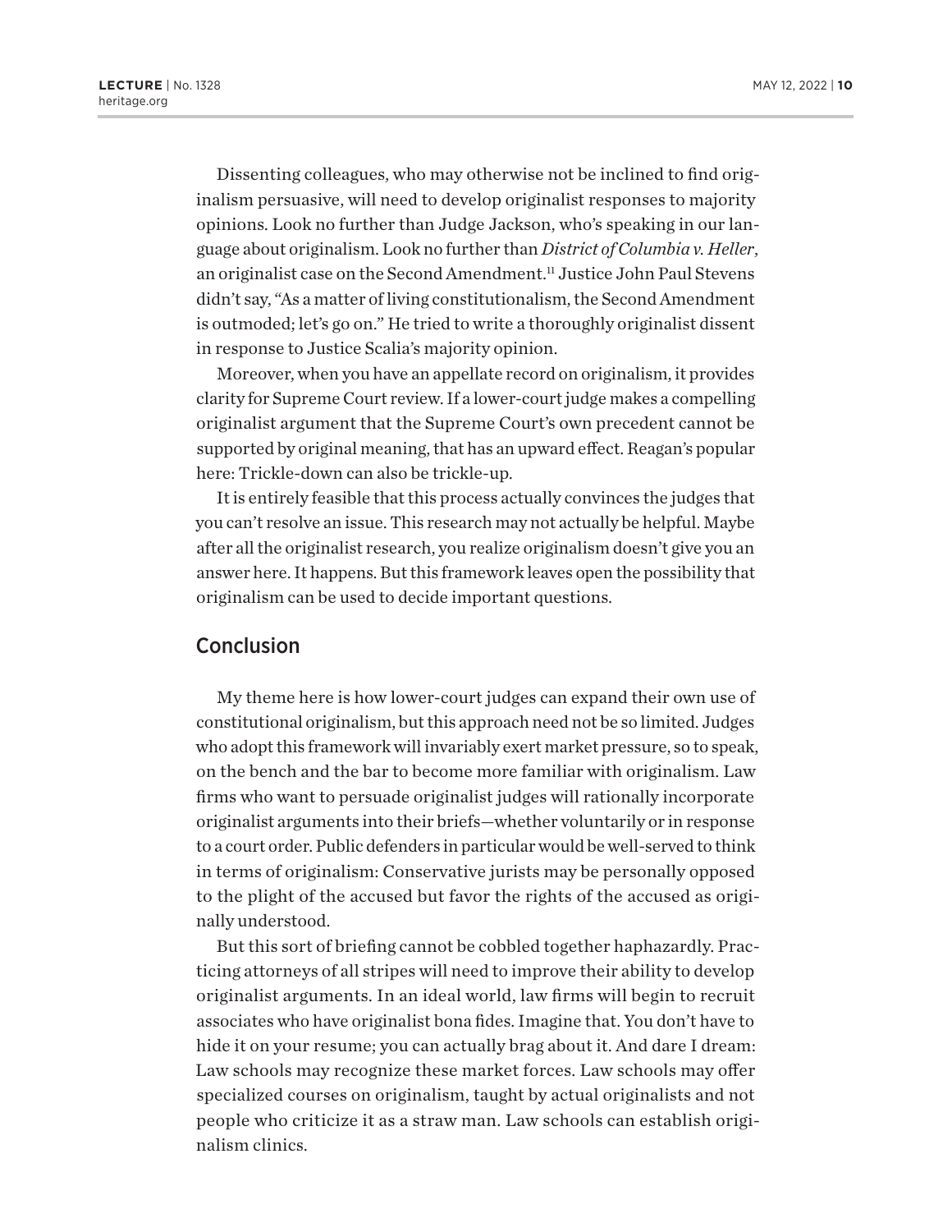Dissenting colleagues, who may otherwise not be inclined to find originalism persuasive, will need to develop originalist responses to majority opinions. Look no further than Judge Jackson, who's speaking in our language about originalism. Look no further than *District of Columbia v. Heller*, an originalist case on the Second Amendment.[11] Justice John Paul Stevens didn't say, "As a matter of living constitutionalism, the Second Amendment is outmoded; let's go on." He tried to write a thoroughly originalist dissent in response to Justice Scalia's majority opinion.

Moreover, when you have an appellate record on originalism, it provides clarity for Supreme Court review. If a lower-court judge makes a compelling originalist argument that the Supreme Court's own precedent cannot be supported by original meaning, that has an upward effect. Reagan's popular here: Trickle-down can also be trickle-up.

It is entirely feasible that this process actually convinces the judges that you can't resolve an issue. This research may not actually be helpful. Maybe after all the originalist research, you realize originalism doesn't give you an answer here. It happens. But this framework leaves open the possibility that originalism can be used to decide important questions.

## Conclusion

My theme here is how lower-court judges can expand their own use of constitutional originalism, but this approach need not be so limited. Judges who adopt this framework will invariably exert market pressure, so to speak, on the bench and the bar to become more familiar with originalism. Law firms who want to persuade originalist judges will rationally incorporate originalist arguments into their briefs—whether voluntarily or in response to a court order. Public defenders in particular would be well-served to think in terms of originalism: Conservative jurists may be personally opposed to the plight of the accused but favor the rights of the accused as originally understood.

But this sort of briefing cannot be cobbled together haphazardly. Practicing attorneys of all stripes will need to improve their ability to develop originalist arguments. In an ideal world, law firms will begin to recruit associates who have originalist bona fides. Imagine that. You don't have to hide it on your resume; you can actually brag about it. And dare I dream: Law schools may recognize these market forces. Law schools may offer specialized courses on originalism, taught by actual originalists and not people who criticize it as a straw man. Law schools can establish originalism clinics.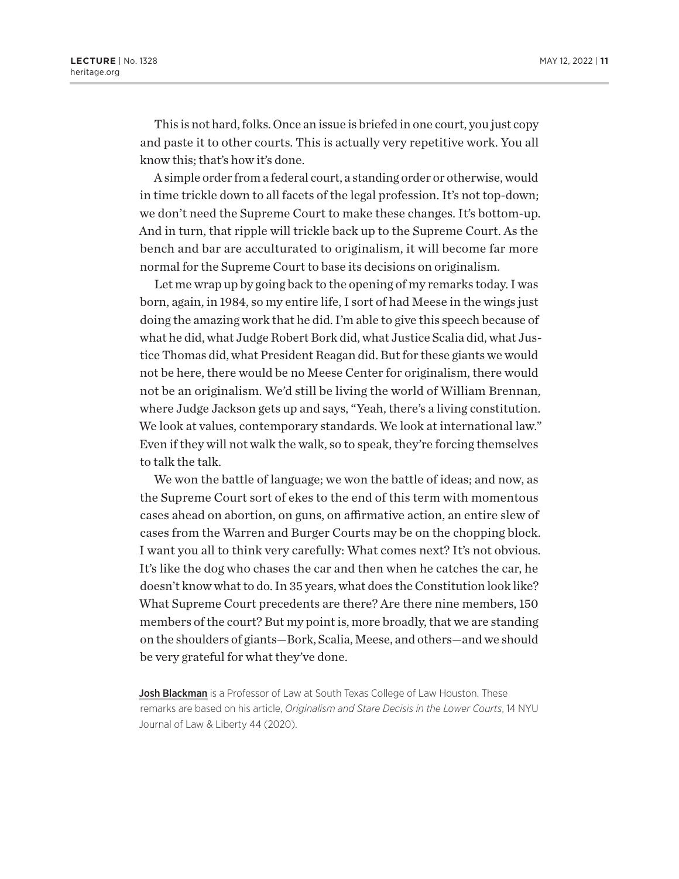This is not hard, folks. Once an issue is briefed in one court, you just copy and paste it to other courts. This is actually very repetitive work. You all know this; that's how it's done.

A simple order from a federal court, a standing order or otherwise, would in time trickle down to all facets of the legal profession. It's not top-down; we don't need the Supreme Court to make these changes. It's bottom-up. And in turn, that ripple will trickle back up to the Supreme Court. As the bench and bar are acculturated to originalism, it will become far more normal for the Supreme Court to base its decisions on originalism.

Let me wrap up by going back to the opening of my remarks today. I was born, again, in 1984, so my entire life, I sort of had Meese in the wings just doing the amazing work that he did. I'm able to give this speech because of what he did, what Judge Robert Bork did, what Justice Scalia did, what Justice Thomas did, what President Reagan did. But for these giants we would not be here, there would be no Meese Center for originalism, there would not be an originalism. We'd still be living the world of William Brennan, where Judge Jackson gets up and says, "Yeah, there's a living constitution. We look at values, contemporary standards. We look at international law." Even if they will not walk the walk, so to speak, they're forcing themselves to talk the talk.

We won the battle of language; we won the battle of ideas; and now, as the Supreme Court sort of ekes to the end of this term with momentous cases ahead on abortion, on guns, on affirmative action, an entire slew of cases from the Warren and Burger Courts may be on the chopping block. I want you all to think very carefully: What comes next? It's not obvious. It's like the dog who chases the car and then when he catches the car, he doesn't know what to do. In 35 years, what does the Constitution look like? What Supreme Court precedents are there? Are there nine members, 150 members of the court? But my point is, more broadly, that we are standing on the shoulders of giants—Bork, Scalia, Meese, and others—and we should be very grateful for what they've done.

**Josh Blackman** is a Professor of Law at South Texas College of Law Houston. These remarks are based on his article, *Originalism and Stare Decisis in the Lower Courts*, 14 NYU Journal of Law & Liberty 44 (2020).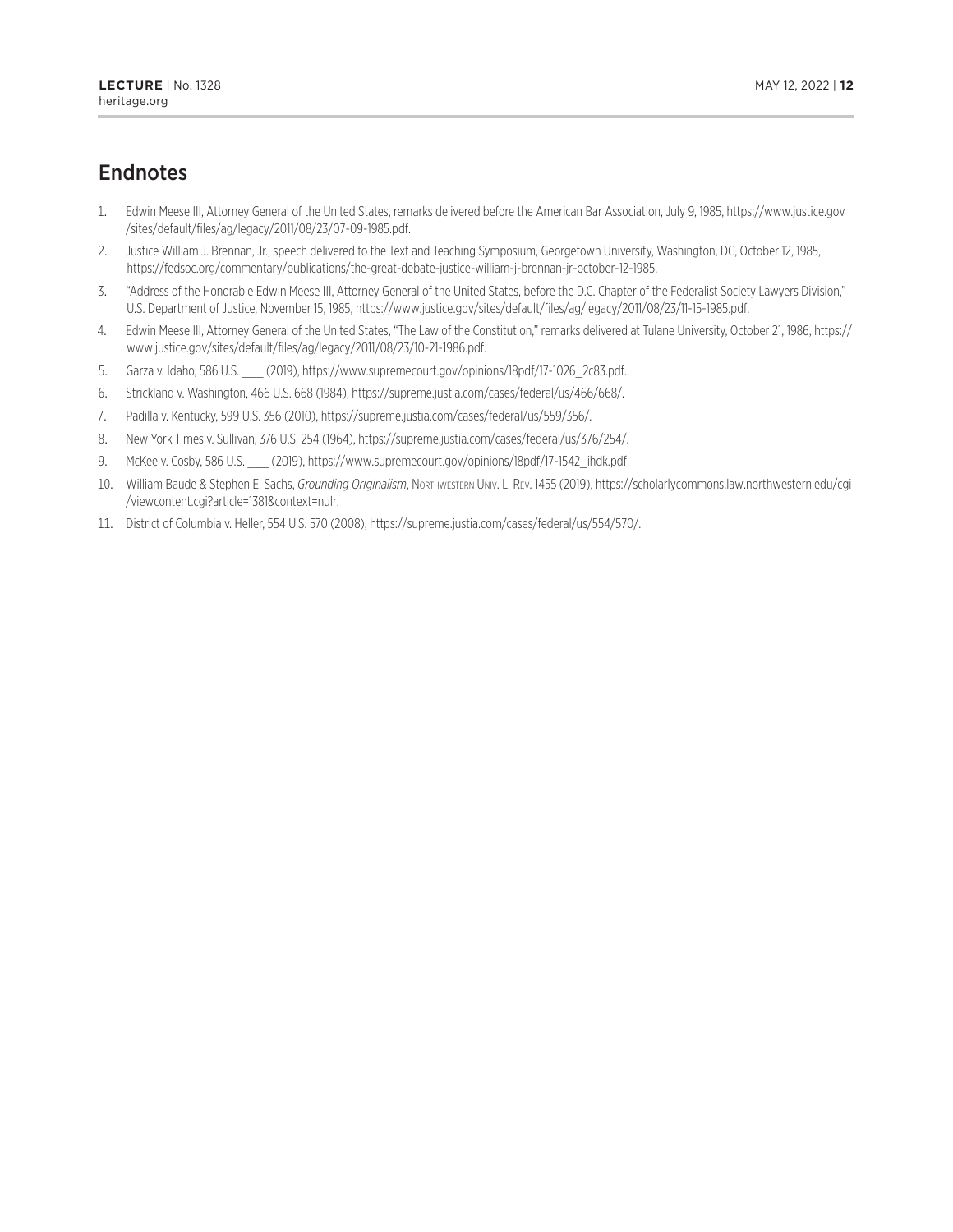## Endnotes

1. Edwin Meese III, Attorney General of the United States, remarks delivered before the American Bar Association, July 9, 1985, https://www.justice.gov/sites/default/files/ag/legacy/2011/08/23/07-09-1985.pdf.
2. Justice William J. Brennan, Jr., speech delivered to the Text and Teaching Symposium, Georgetown University, Washington, DC, October 12, 1985, https://fedsoc.org/commentary/publications/the-great-debate-justice-william-j-brennan-jr-october-12-1985.
3. "Address of the Honorable Edwin Meese III, Attorney General of the United States, before the D.C. Chapter of the Federalist Society Lawyers Division," U.S. Department of Justice, November 15, 1985, https://www.justice.gov/sites/default/files/ag/legacy/2011/08/23/11-15-1985.pdf.
4. Edwin Meese III, Attorney General of the United States, "The Law of the Constitution," remarks delivered at Tulane University, October 21, 1986, https://www.justice.gov/sites/default/files/ag/legacy/2011/08/23/10-21-1986.pdf.
5. Garza v. Idaho, 586 U.S. ___ (2019), https://www.supremecourt.gov/opinions/18pdf/17-1026_2c83.pdf.
6. Strickland v. Washington, 466 U.S. 668 (1984), https://supreme.justia.com/cases/federal/us/466/668/.
7. Padilla v. Kentucky, 599 U.S. 356 (2010), https://supreme.justia.com/cases/federal/us/559/356/.
8. New York Times v. Sullivan, 376 U.S. 254 (1964), https://supreme.justia.com/cases/federal/us/376/254/.
9. McKee v. Cosby, 586 U.S. ___ (2019), https://www.supremecourt.gov/opinions/18pdf/17-1542_ihdk.pdf.
10. William Baude & Stephen E. Sachs, *Grounding Originalism*, Northwestern Univ. L. Rev. 1455 (2019), https://scholarlycommons.law.northwestern.edu/cgi/viewcontent.cgi?article=1381&context=nulr.
11. District of Columbia v. Heller, 554 U.S. 570 (2008), https://supreme.justia.com/cases/federal/us/554/570/.